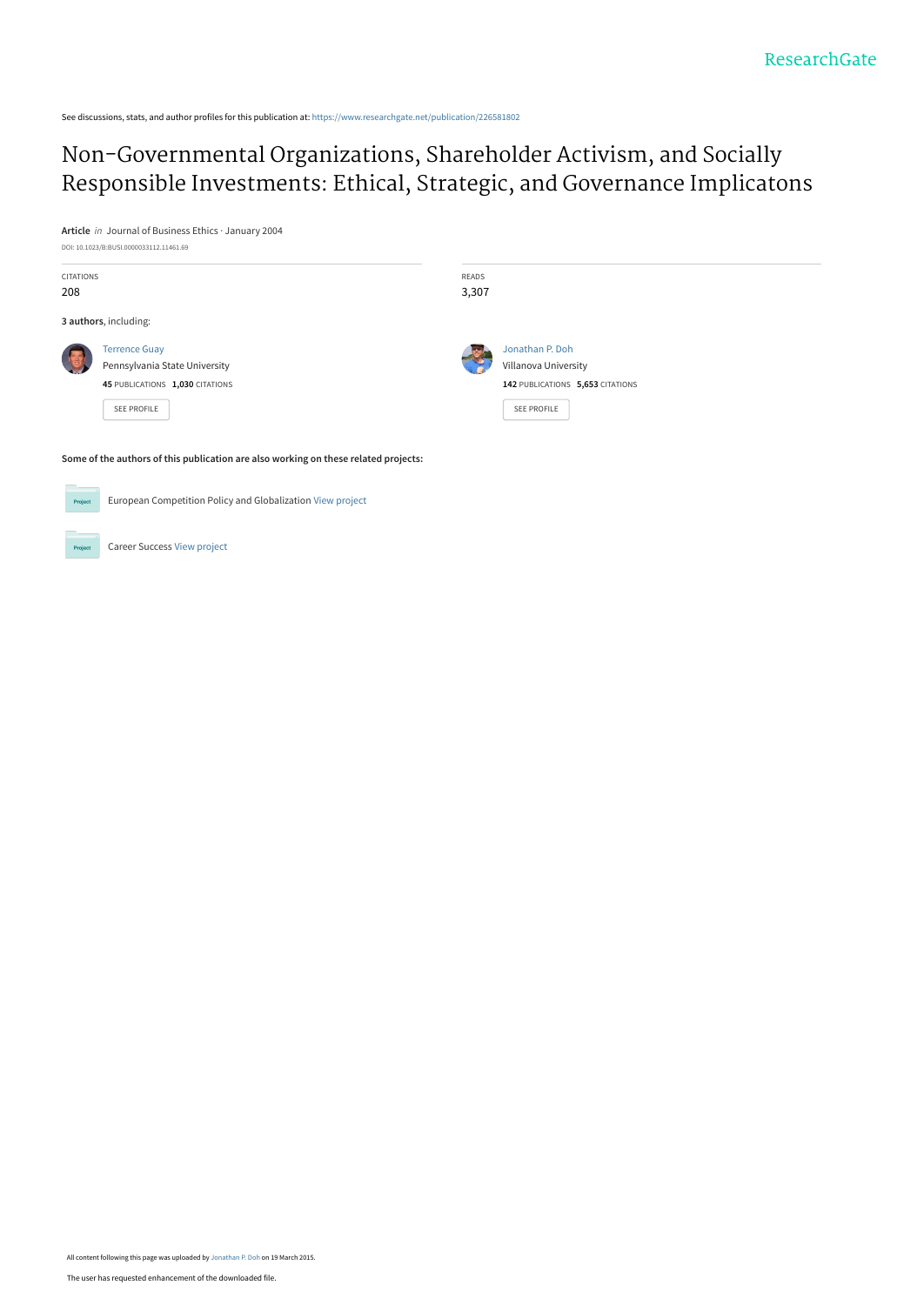See discussions, stats, and author profiles for this publication at: https://www.researchgate.net/publication/226581802

# Non-Governmental Organizations, Shareholder Activism, and Socially Responsible Investments: Ethical, Strategic, and Governance Implicatons

**Article** *in* Journal of Business Ethics · January 2004

DOI: 10.1023/B:BUSI.0000033112.11461.69

| CITATIONS | READS |
|---|---|
| 208 | 3,307 |

**3 authors**, including:

**Terrence Guay**
Pennsylvania State University
**45** PUBLICATIONS **1,030** CITATIONS

SEE PROFILE

**Jonathan P. Doh**
Villanova University
**142** PUBLICATIONS **5,653** CITATIONS

SEE PROFILE

**Some of the authors of this publication are also working on these related projects:**

European Competition Policy and Globalization View project

Career Success View project

All content following this page was uploaded by Jonathan P. Doh on 19 March 2015.

The user has requested enhancement of the downloaded file.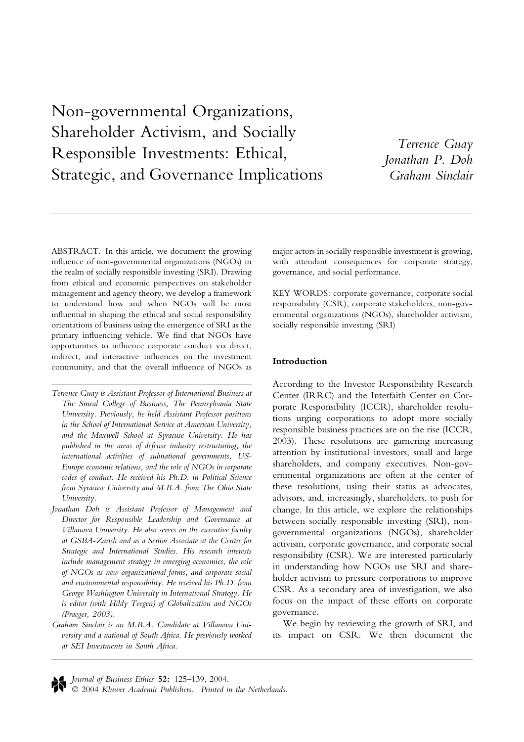# Non-governmental Organizations, Shareholder Activism, and Socially Responsible Investments: Ethical, Strategic, and Governance Implications

*Terrence Guay*
*Jonathan P. Doh*
*Graham Sinclair*

ABSTRACT. In this article, we document the growing influence of non-governmental organizations (NGOs) in the realm of socially responsible investing (SRI). Drawing from ethical and economic perspectives on stakeholder management and agency theory, we develop a framework to understand how and when NGOs will be most influential in shaping the ethical and social responsibility orientations of business using the emergence of SRI as the primary influencing vehicle. We find that NGOs have opportunities to influence corporate conduct via direct, indirect, and interactive influences on the investment community, and that the overall influence of NGOs as major actors in socially responsible investment is growing, with attendant consequences for corporate strategy, governance, and social performance.

KEY WORDS: corporate governance, corporate social responsibility (CSR), corporate stakeholders, non-governmental organizations (NGOs), shareholder activism, socially responsible investing (SRI)

*Terrence Guay is Assistant Professor of International Business at The Smeal College of Business, The Pennsylvania State University. Previously, he held Assistant Professor positions in the School of International Service at American University, and the Maxwell School at Syracuse University. He has published in the areas of defense industry restructuring, the international activities of subnational governments, US-Europe economic relations, and the role of NGOs in corporate codes of conduct. He received his Ph.D. in Political Science from Syracuse University and M.B.A. from The Ohio State University.*

*Jonathan Doh is Assistant Professor of Management and Director for Responsible Leadership and Governance at Villanova University. He also serves on the executive faculty at GSBA-Zurich and as a Senior Associate at the Centre for Strategic and International Studies. His research interests include management strategy in emerging economies, the role of NGOs as new organizational forms, and corporate social and environmental responsibility. He received his Ph.D. from George Washington University in International Strategy. He is editor (with Hildy Teegen) of Globalization and NGOs (Praeger, 2003).*

*Graham Sinclair is an M.B.A. Candidate at Villanova University and a national of South Africa. He previously worked at SEI Investments in South Africa.*

## Introduction

According to the Investor Responsibility Research Center (IRRC) and the Interfaith Center on Corporate Responsibility (ICCR), shareholder resolutions urging corporations to adopt more socially responsible business practices are on the rise (ICCR, 2003). These resolutions are garnering increasing attention by institutional investors, small and large shareholders, and company executives. Non-governmental organizations are often at the center of these resolutions, using their status as advocates, advisors, and, increasingly, shareholders, to push for change. In this article, we explore the relationships between socially responsible investing (SRI), non-governmental organizations (NGOs), shareholder activism, corporate governance, and corporate social responsibility (CSR). We are interested particularly in understanding how NGOs use SRI and shareholder activism to pressure corporations to improve CSR. As a secondary area of investigation, we also focus on the impact of these efforts on corporate governance.

We begin by reviewing the growth of SRI, and its impact on CSR. We then document the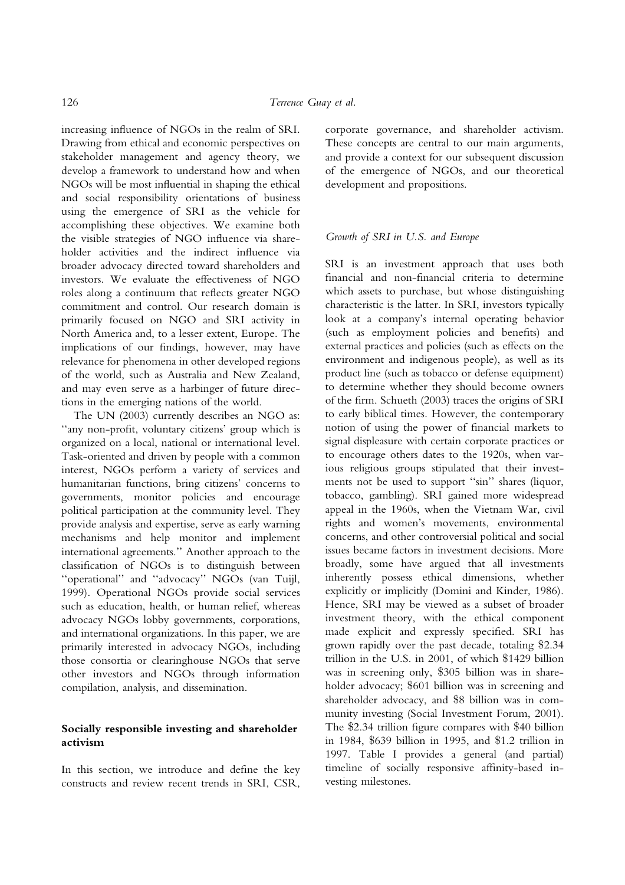increasing influence of NGOs in the realm of SRI. Drawing from ethical and economic perspectives on stakeholder management and agency theory, we develop a framework to understand how and when NGOs will be most influential in shaping the ethical and social responsibility orientations of business using the emergence of SRI as the vehicle for accomplishing these objectives. We examine both the visible strategies of NGO influence via shareholder activities and the indirect influence via broader advocacy directed toward shareholders and investors. We evaluate the effectiveness of NGO roles along a continuum that reflects greater NGO commitment and control. Our research domain is primarily focused on NGO and SRI activity in North America and, to a lesser extent, Europe. The implications of our findings, however, may have relevance for phenomena in other developed regions of the world, such as Australia and New Zealand, and may even serve as a harbinger of future directions in the emerging nations of the world.

The UN (2003) currently describes an NGO as: ''any non-profit, voluntary citizens' group which is organized on a local, national or international level. Task-oriented and driven by people with a common interest, NGOs perform a variety of services and humanitarian functions, bring citizens' concerns to governments, monitor policies and encourage political participation at the community level. They provide analysis and expertise, serve as early warning mechanisms and help monitor and implement international agreements.'' Another approach to the classification of NGOs is to distinguish between ''operational'' and ''advocacy'' NGOs (van Tuijl, 1999). Operational NGOs provide social services such as education, health, or human relief, whereas advocacy NGOs lobby governments, corporations, and international organizations. In this paper, we are primarily interested in advocacy NGOs, including those consortia or clearinghouse NGOs that serve other investors and NGOs through information compilation, analysis, and dissemination.

## Socially responsible investing and shareholder activism

In this section, we introduce and define the key constructs and review recent trends in SRI, CSR, corporate governance, and shareholder activism. These concepts are central to our main arguments, and provide a context for our subsequent discussion of the emergence of NGOs, and our theoretical development and propositions.

### *Growth of SRI in U.S. and Europe*

SRI is an investment approach that uses both financial and non-financial criteria to determine which assets to purchase, but whose distinguishing characteristic is the latter. In SRI, investors typically look at a company's internal operating behavior (such as employment policies and benefits) and external practices and policies (such as effects on the environment and indigenous people), as well as its product line (such as tobacco or defense equipment) to determine whether they should become owners of the firm. Schueth (2003) traces the origins of SRI to early biblical times. However, the contemporary notion of using the power of financial markets to signal displeasure with certain corporate practices or to encourage others dates to the 1920s, when various religious groups stipulated that their investments not be used to support ''sin'' shares (liquor, tobacco, gambling). SRI gained more widespread appeal in the 1960s, when the Vietnam War, civil rights and women's movements, environmental concerns, and other controversial political and social issues became factors in investment decisions. More broadly, some have argued that all investments inherently possess ethical dimensions, whether explicitly or implicitly (Domini and Kinder, 1986). Hence, SRI may be viewed as a subset of broader investment theory, with the ethical component made explicit and expressly specified. SRI has grown rapidly over the past decade, totaling \$2.34 trillion in the U.S. in 2001, of which \$1429 billion was in screening only, \$305 billion was in shareholder advocacy; \$601 billion was in screening and shareholder advocacy, and \$8 billion was in community investing (Social Investment Forum, 2001). The \$2.34 trillion figure compares with \$40 billion in 1984, \$639 billion in 1995, and \$1.2 trillion in 1997. Table I provides a general (and partial) timeline of socially responsive affinity-based investing milestones.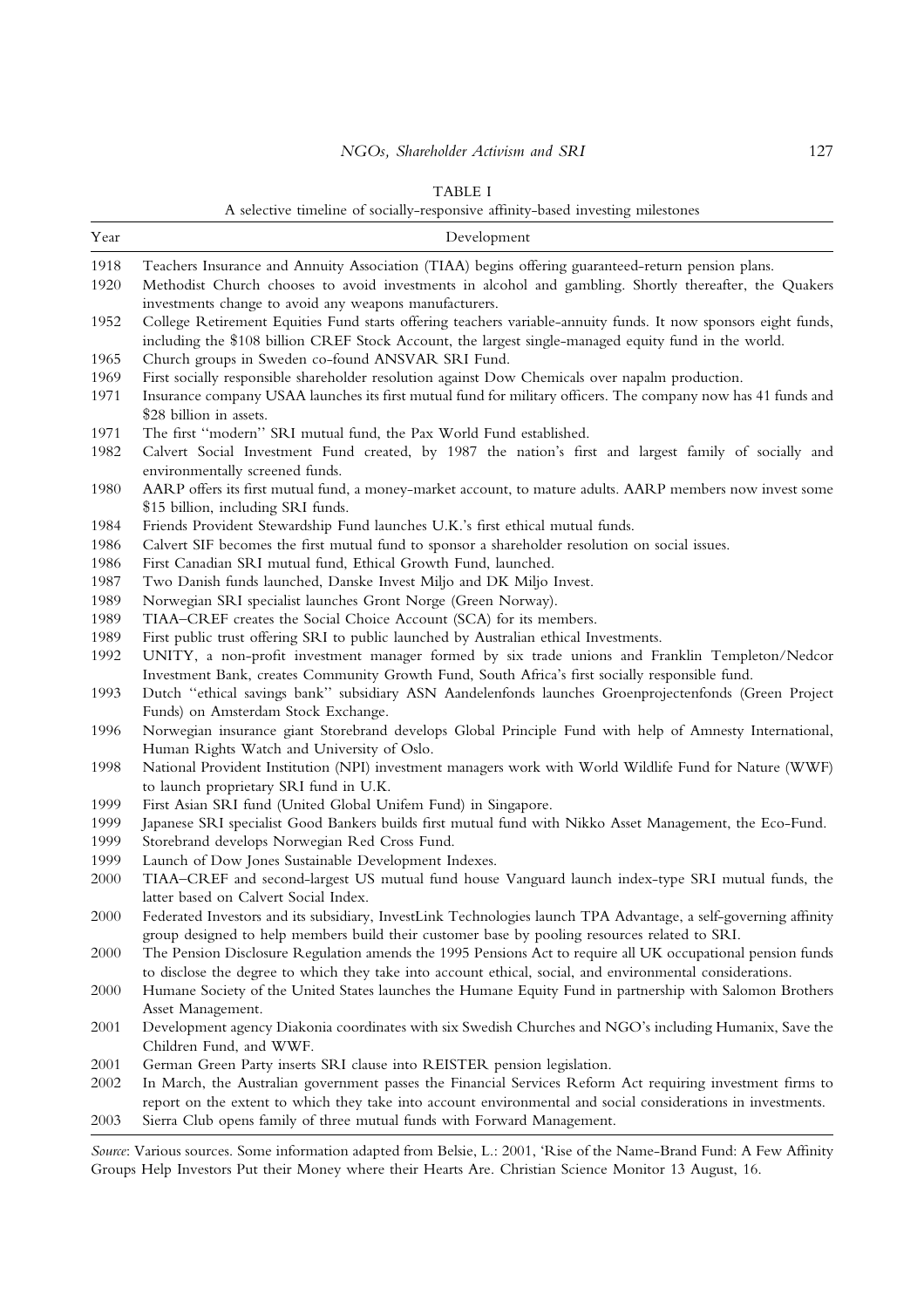TABLE I

A selective timeline of socially-responsive affinity-based investing milestones

| Year | Development |
| --- | --- |
| 1918 | Teachers Insurance and Annuity Association (TIAA) begins offering guaranteed-return pension plans. |
| 1920 | Methodist Church chooses to avoid investments in alcohol and gambling. Shortly thereafter, the Quakers investments change to avoid any weapons manufacturers. |
| 1952 | College Retirement Equities Fund starts offering teachers variable-annuity funds. It now sponsors eight funds, including the $108 billion CREF Stock Account, the largest single-managed equity fund in the world. |
| 1965 | Church groups in Sweden co-found ANSVAR SRI Fund. |
| 1969 | First socially responsible shareholder resolution against Dow Chemicals over napalm production. |
| 1971 | Insurance company USAA launches its first mutual fund for military officers. The company now has 41 funds and $28 billion in assets. |
| 1971 | The first ''modern'' SRI mutual fund, the Pax World Fund established. |
| 1982 | Calvert Social Investment Fund created, by 1987 the nation's first and largest family of socially and environmentally screened funds. |
| 1980 | AARP offers its first mutual fund, a money-market account, to mature adults. AARP members now invest some $15 billion, including SRI funds. |
| 1984 | Friends Provident Stewardship Fund launches U.K.'s first ethical mutual funds. |
| 1986 | Calvert SIF becomes the first mutual fund to sponsor a shareholder resolution on social issues. |
| 1986 | First Canadian SRI mutual fund, Ethical Growth Fund, launched. |
| 1987 | Two Danish funds launched, Danske Invest Miljo and DK Miljo Invest. |
| 1989 | Norwegian SRI specialist launches Gront Norge (Green Norway). |
| 1989 | TIAA–CREF creates the Social Choice Account (SCA) for its members. |
| 1989 | First public trust offering SRI to public launched by Australian ethical Investments. |
| 1992 | UNITY, a non-profit investment manager formed by six trade unions and Franklin Templeton/Nedcor Investment Bank, creates Community Growth Fund, South Africa's first socially responsible fund. |
| 1993 | Dutch ''ethical savings bank'' subsidiary ASN Aandelenfonds launches Groenprojectenfonds (Green Project Funds) on Amsterdam Stock Exchange. |
| 1996 | Norwegian insurance giant Storebrand develops Global Principle Fund with help of Amnesty International, Human Rights Watch and University of Oslo. |
| 1998 | National Provident Institution (NPI) investment managers work with World Wildlife Fund for Nature (WWF) to launch proprietary SRI fund in U.K. |
| 1999 | First Asian SRI fund (United Global Unifem Fund) in Singapore. |
| 1999 | Japanese SRI specialist Good Bankers builds first mutual fund with Nikko Asset Management, the Eco-Fund. |
| 1999 | Storebrand develops Norwegian Red Cross Fund. |
| 1999 | Launch of Dow Jones Sustainable Development Indexes. |
| 2000 | TIAA–CREF and second-largest US mutual fund house Vanguard launch index-type SRI mutual funds, the latter based on Calvert Social Index. |
| 2000 | Federated Investors and its subsidiary, InvestLink Technologies launch TPA Advantage, a self-governing affinity group designed to help members build their customer base by pooling resources related to SRI. |
| 2000 | The Pension Disclosure Regulation amends the 1995 Pensions Act to require all UK occupational pension funds to disclose the degree to which they take into account ethical, social, and environmental considerations. |
| 2000 | Humane Society of the United States launches the Humane Equity Fund in partnership with Salomon Brothers Asset Management. |
| 2001 | Development agency Diakonia coordinates with six Swedish Churches and NGO's including Humanix, Save the Children Fund, and WWF. |
| 2001 | German Green Party inserts SRI clause into REISTER pension legislation. |
| 2002 | In March, the Australian government passes the Financial Services Reform Act requiring investment firms to report on the extent to which they take into account environmental and social considerations in investments. |
| 2003 | Sierra Club opens family of three mutual funds with Forward Management. |

*Source*: Various sources. Some information adapted from Belsie, L.: 2001, 'Rise of the Name-Brand Fund: A Few Affinity Groups Help Investors Put their Money where their Hearts Are. Christian Science Monitor 13 August, 16.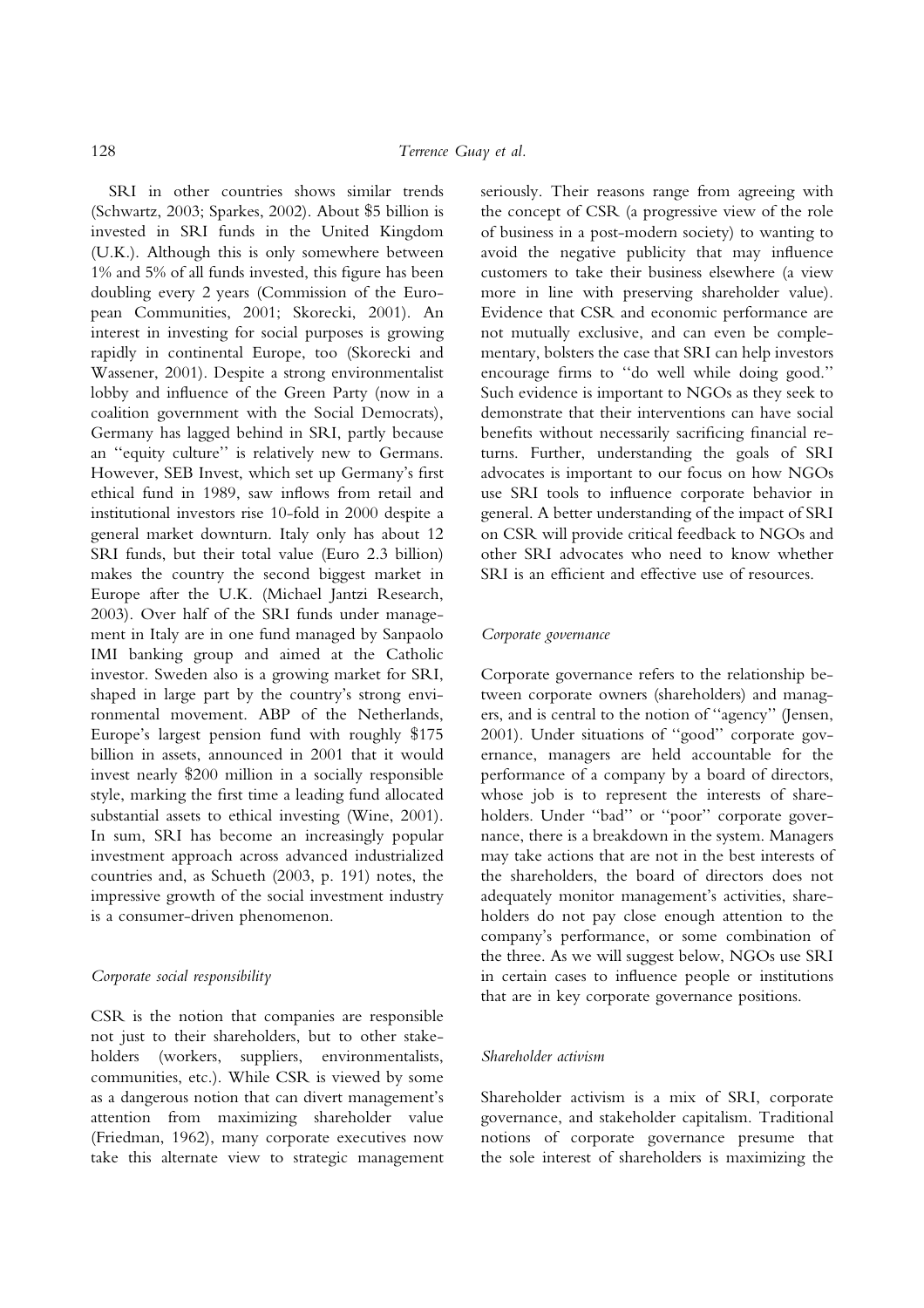SRI in other countries shows similar trends (Schwartz, 2003; Sparkes, 2002). About $5 billion is invested in SRI funds in the United Kingdom (U.K.). Although this is only somewhere between 1% and 5% of all funds invested, this figure has been doubling every 2 years (Commission of the European Communities, 2001; Skorecki, 2001). An interest in investing for social purposes is growing rapidly in continental Europe, too (Skorecki and Wassener, 2001). Despite a strong environmentalist lobby and influence of the Green Party (now in a coalition government with the Social Democrats), Germany has lagged behind in SRI, partly because an ''equity culture'' is relatively new to Germans. However, SEB Invest, which set up Germany's first ethical fund in 1989, saw inflows from retail and institutional investors rise 10-fold in 2000 despite a general market downturn. Italy only has about 12 SRI funds, but their total value (Euro 2.3 billion) makes the country the second biggest market in Europe after the U.K. (Michael Jantzi Research, 2003). Over half of the SRI funds under management in Italy are in one fund managed by Sanpaolo IMI banking group and aimed at the Catholic investor. Sweden also is a growing market for SRI, shaped in large part by the country's strong environmental movement. ABP of the Netherlands, Europe's largest pension fund with roughly $175 billion in assets, announced in 2001 that it would invest nearly $200 million in a socially responsible style, marking the first time a leading fund allocated substantial assets to ethical investing (Wine, 2001). In sum, SRI has become an increasingly popular investment approach across advanced industrialized countries and, as Schueth (2003, p. 191) notes, the impressive growth of the social investment industry is a consumer-driven phenomenon.

### *Corporate social responsibility*

CSR is the notion that companies are responsible not just to their shareholders, but to other stakeholders (workers, suppliers, environmentalists, communities, etc.). While CSR is viewed by some as a dangerous notion that can divert management's attention from maximizing shareholder value (Friedman, 1962), many corporate executives now take this alternate view to strategic management seriously. Their reasons range from agreeing with the concept of CSR (a progressive view of the role of business in a post-modern society) to wanting to avoid the negative publicity that may influence customers to take their business elsewhere (a view more in line with preserving shareholder value). Evidence that CSR and economic performance are not mutually exclusive, and can even be complementary, bolsters the case that SRI can help investors encourage firms to ''do well while doing good.'' Such evidence is important to NGOs as they seek to demonstrate that their interventions can have social benefits without necessarily sacrificing financial returns. Further, understanding the goals of SRI advocates is important to our focus on how NGOs use SRI tools to influence corporate behavior in general. A better understanding of the impact of SRI on CSR will provide critical feedback to NGOs and other SRI advocates who need to know whether SRI is an efficient and effective use of resources.

### *Corporate governance*

Corporate governance refers to the relationship between corporate owners (shareholders) and managers, and is central to the notion of ''agency'' (Jensen, 2001). Under situations of ''good'' corporate governance, managers are held accountable for the performance of a company by a board of directors, whose job is to represent the interests of shareholders. Under ''bad'' or ''poor'' corporate governance, there is a breakdown in the system. Managers may take actions that are not in the best interests of the shareholders, the board of directors does not adequately monitor management's activities, shareholders do not pay close enough attention to the company's performance, or some combination of the three. As we will suggest below, NGOs use SRI in certain cases to influence people or institutions that are in key corporate governance positions.

### *Shareholder activism*

Shareholder activism is a mix of SRI, corporate governance, and stakeholder capitalism. Traditional notions of corporate governance presume that the sole interest of shareholders is maximizing the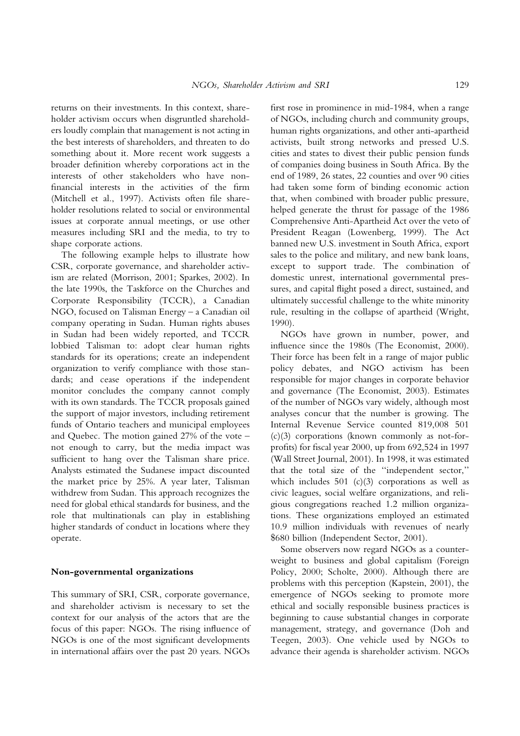returns on their investments. In this context, shareholder activism occurs when disgruntled shareholders loudly complain that management is not acting in the best interests of shareholders, and threaten to do something about it. More recent work suggests a broader definition whereby corporations act in the interests of other stakeholders who have non-financial interests in the activities of the firm (Mitchell et al., 1997). Activists often file shareholder resolutions related to social or environmental issues at corporate annual meetings, or use other measures including SRI and the media, to try to shape corporate actions.

The following example helps to illustrate how CSR, corporate governance, and shareholder activism are related (Morrison, 2001; Sparkes, 2002). In the late 1990s, the Taskforce on the Churches and Corporate Responsibility (TCCR), a Canadian NGO, focused on Talisman Energy – a Canadian oil company operating in Sudan. Human rights abuses in Sudan had been widely reported, and TCCR lobbied Talisman to: adopt clear human rights standards for its operations; create an independent organization to verify compliance with those standards; and cease operations if the independent monitor concludes the company cannot comply with its own standards. The TCCR proposals gained the support of major investors, including retirement funds of Ontario teachers and municipal employees and Quebec. The motion gained 27% of the vote – not enough to carry, but the media impact was sufficient to hang over the Talisman share price. Analysts estimated the Sudanese impact discounted the market price by 25%. A year later, Talisman withdrew from Sudan. This approach recognizes the need for global ethical standards for business, and the role that multinationals can play in establishing higher standards of conduct in locations where they operate.

## Non-governmental organizations

This summary of SRI, CSR, corporate governance, and shareholder activism is necessary to set the context for our analysis of the actors that are the focus of this paper: NGOs. The rising influence of NGOs is one of the most significant developments in international affairs over the past 20 years. NGOs first rose in prominence in mid-1984, when a range of NGOs, including church and community groups, human rights organizations, and other anti-apartheid activists, built strong networks and pressed U.S. cities and states to divest their public pension funds of companies doing business in South Africa. By the end of 1989, 26 states, 22 counties and over 90 cities had taken some form of binding economic action that, when combined with broader public pressure, helped generate the thrust for passage of the 1986 Comprehensive Anti-Apartheid Act over the veto of President Reagan (Lowenberg, 1999). The Act banned new U.S. investment in South Africa, export sales to the police and military, and new bank loans, except to support trade. The combination of domestic unrest, international governmental pressures, and capital flight posed a direct, sustained, and ultimately successful challenge to the white minority rule, resulting in the collapse of apartheid (Wright, 1990).

NGOs have grown in number, power, and influence since the 1980s (The Economist, 2000). Their force has been felt in a range of major public policy debates, and NGO activism has been responsible for major changes in corporate behavior and governance (The Economist, 2003). Estimates of the number of NGOs vary widely, although most analyses concur that the number is growing. The Internal Revenue Service counted 819,008 501 (c)(3) corporations (known commonly as not-for-profits) for fiscal year 2000, up from 692,524 in 1997 (Wall Street Journal, 2001). In 1998, it was estimated that the total size of the "independent sector," which includes 501 (c)(3) corporations as well as civic leagues, social welfare organizations, and religious congregations reached 1.2 million organizations. These organizations employed an estimated 10.9 million individuals with revenues of nearly $680 billion (Independent Sector, 2001).

Some observers now regard NGOs as a counterweight to business and global capitalism (Foreign Policy, 2000; Scholte, 2000). Although there are problems with this perception (Kapstein, 2001), the emergence of NGOs seeking to promote more ethical and socially responsible business practices is beginning to cause substantial changes in corporate management, strategy, and governance (Doh and Teegen, 2003). One vehicle used by NGOs to advance their agenda is shareholder activism. NGOs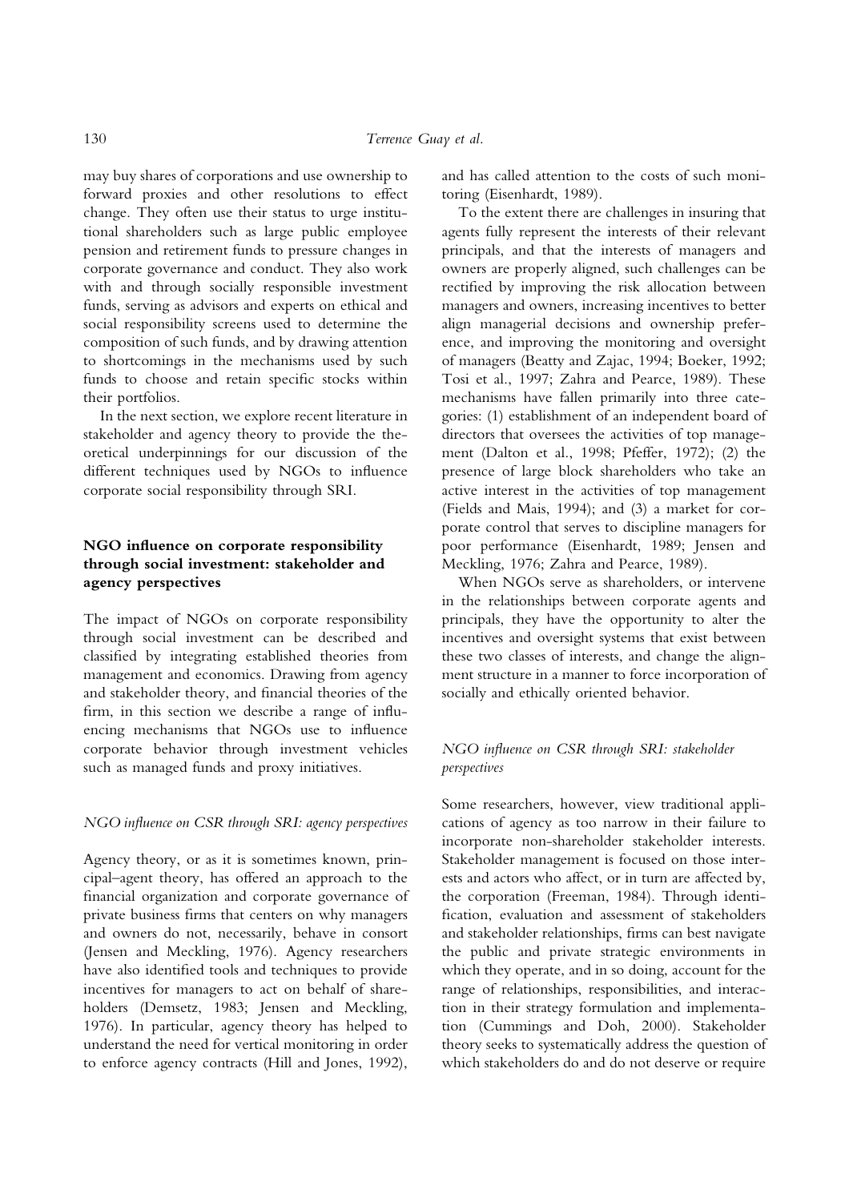may buy shares of corporations and use ownership to forward proxies and other resolutions to effect change. They often use their status to urge institutional shareholders such as large public employee pension and retirement funds to pressure changes in corporate governance and conduct. They also work with and through socially responsible investment funds, serving as advisors and experts on ethical and social responsibility screens used to determine the composition of such funds, and by drawing attention to shortcomings in the mechanisms used by such funds to choose and retain specific stocks within their portfolios.

In the next section, we explore recent literature in stakeholder and agency theory to provide the theoretical underpinnings for our discussion of the different techniques used by NGOs to influence corporate social responsibility through SRI.

## NGO influence on corporate responsibility through social investment: stakeholder and agency perspectives

The impact of NGOs on corporate responsibility through social investment can be described and classified by integrating established theories from management and economics. Drawing from agency and stakeholder theory, and financial theories of the firm, in this section we describe a range of influencing mechanisms that NGOs use to influence corporate behavior through investment vehicles such as managed funds and proxy initiatives.

### *NGO influence on CSR through SRI: agency perspectives*

Agency theory, or as it is sometimes known, principal–agent theory, has offered an approach to the financial organization and corporate governance of private business firms that centers on why managers and owners do not, necessarily, behave in consort (Jensen and Meckling, 1976). Agency researchers have also identified tools and techniques to provide incentives for managers to act on behalf of shareholders (Demsetz, 1983; Jensen and Meckling, 1976). In particular, agency theory has helped to understand the need for vertical monitoring in order to enforce agency contracts (Hill and Jones, 1992), and has called attention to the costs of such monitoring (Eisenhardt, 1989).

To the extent there are challenges in insuring that agents fully represent the interests of their relevant principals, and that the interests of managers and owners are properly aligned, such challenges can be rectified by improving the risk allocation between managers and owners, increasing incentives to better align managerial decisions and ownership preference, and improving the monitoring and oversight of managers (Beatty and Zajac, 1994; Boeker, 1992; Tosi et al., 1997; Zahra and Pearce, 1989). These mechanisms have fallen primarily into three categories: (1) establishment of an independent board of directors that oversees the activities of top management (Dalton et al., 1998; Pfeffer, 1972); (2) the presence of large block shareholders who take an active interest in the activities of top management (Fields and Mais, 1994); and (3) a market for corporate control that serves to discipline managers for poor performance (Eisenhardt, 1989; Jensen and Meckling, 1976; Zahra and Pearce, 1989).

When NGOs serve as shareholders, or intervene in the relationships between corporate agents and principals, they have the opportunity to alter the incentives and oversight systems that exist between these two classes of interests, and change the alignment structure in a manner to force incorporation of socially and ethically oriented behavior.

### *NGO influence on CSR through SRI: stakeholder perspectives*

Some researchers, however, view traditional applications of agency as too narrow in their failure to incorporate non-shareholder stakeholder interests. Stakeholder management is focused on those interests and actors who affect, or in turn are affected by, the corporation (Freeman, 1984). Through identification, evaluation and assessment of stakeholders and stakeholder relationships, firms can best navigate the public and private strategic environments in which they operate, and in so doing, account for the range of relationships, responsibilities, and interaction in their strategy formulation and implementation (Cummings and Doh, 2000). Stakeholder theory seeks to systematically address the question of which stakeholders do and do not deserve or require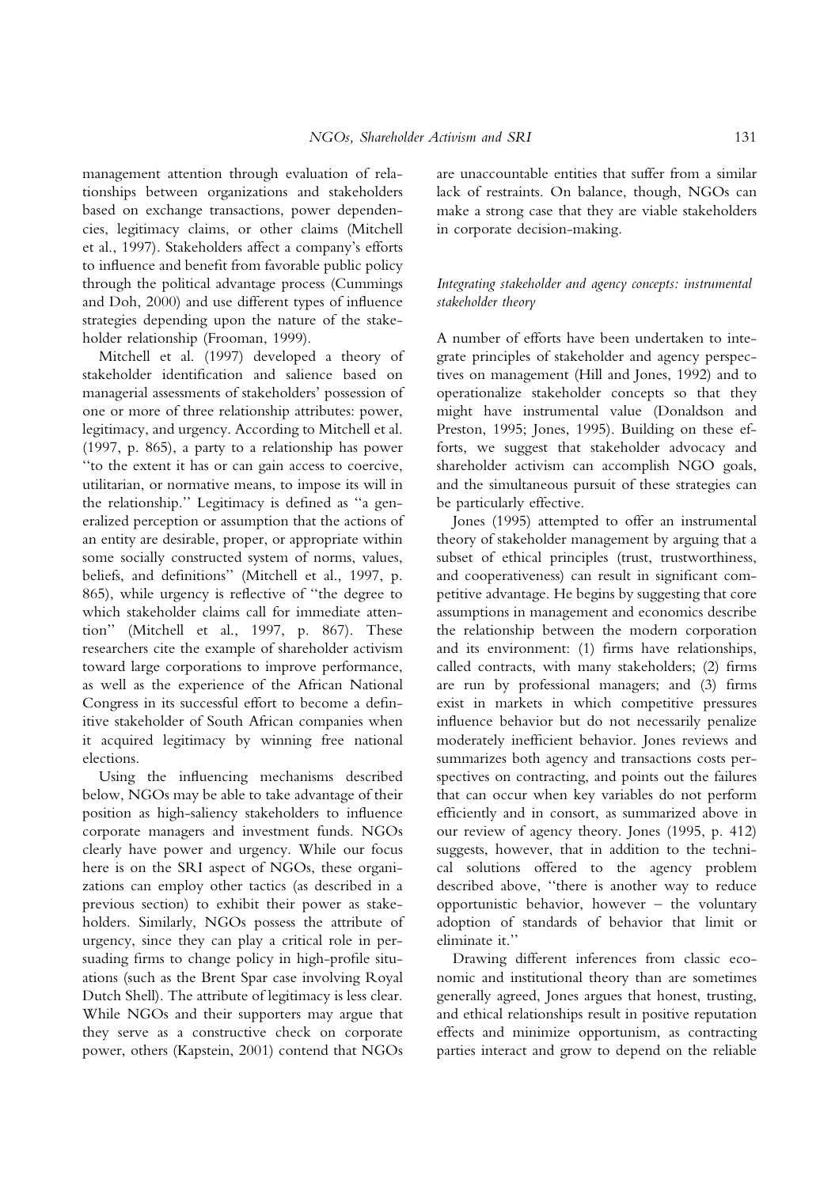management attention through evaluation of relationships between organizations and stakeholders based on exchange transactions, power dependencies, legitimacy claims, or other claims (Mitchell et al., 1997). Stakeholders affect a company's efforts to influence and benefit from favorable public policy through the political advantage process (Cummings and Doh, 2000) and use different types of influence strategies depending upon the nature of the stakeholder relationship (Frooman, 1999).

Mitchell et al. (1997) developed a theory of stakeholder identification and salience based on managerial assessments of stakeholders' possession of one or more of three relationship attributes: power, legitimacy, and urgency. According to Mitchell et al. (1997, p. 865), a party to a relationship has power "to the extent it has or can gain access to coercive, utilitarian, or normative means, to impose its will in the relationship." Legitimacy is defined as "a generalized perception or assumption that the actions of an entity are desirable, proper, or appropriate within some socially constructed system of norms, values, beliefs, and definitions" (Mitchell et al., 1997, p. 865), while urgency is reflective of "the degree to which stakeholder claims call for immediate attention" (Mitchell et al., 1997, p. 867). These researchers cite the example of shareholder activism toward large corporations to improve performance, as well as the experience of the African National Congress in its successful effort to become a definitive stakeholder of South African companies when it acquired legitimacy by winning free national elections.

Using the influencing mechanisms described below, NGOs may be able to take advantage of their position as high-saliency stakeholders to influence corporate managers and investment funds. NGOs clearly have power and urgency. While our focus here is on the SRI aspect of NGOs, these organizations can employ other tactics (as described in a previous section) to exhibit their power as stakeholders. Similarly, NGOs possess the attribute of urgency, since they can play a critical role in persuading firms to change policy in high-profile situations (such as the Brent Spar case involving Royal Dutch Shell). The attribute of legitimacy is less clear. While NGOs and their supporters may argue that they serve as a constructive check on corporate power, others (Kapstein, 2001) contend that NGOs are unaccountable entities that suffer from a similar lack of restraints. On balance, though, NGOs can make a strong case that they are viable stakeholders in corporate decision-making.

### *Integrating stakeholder and agency concepts: instrumental stakeholder theory*

A number of efforts have been undertaken to integrate principles of stakeholder and agency perspectives on management (Hill and Jones, 1992) and to operationalize stakeholder concepts so that they might have instrumental value (Donaldson and Preston, 1995; Jones, 1995). Building on these efforts, we suggest that stakeholder advocacy and shareholder activism can accomplish NGO goals, and the simultaneous pursuit of these strategies can be particularly effective.

Jones (1995) attempted to offer an instrumental theory of stakeholder management by arguing that a subset of ethical principles (trust, trustworthiness, and cooperativeness) can result in significant competitive advantage. He begins by suggesting that core assumptions in management and economics describe the relationship between the modern corporation and its environment: (1) firms have relationships, called contracts, with many stakeholders; (2) firms are run by professional managers; and (3) firms exist in markets in which competitive pressures influence behavior but do not necessarily penalize moderately inefficient behavior. Jones reviews and summarizes both agency and transactions costs perspectives on contracting, and points out the failures that can occur when key variables do not perform efficiently and in consort, as summarized above in our review of agency theory. Jones (1995, p. 412) suggests, however, that in addition to the technical solutions offered to the agency problem described above, "there is another way to reduce opportunistic behavior, however – the voluntary adoption of standards of behavior that limit or eliminate it."

Drawing different inferences from classic economic and institutional theory than are sometimes generally agreed, Jones argues that honest, trusting, and ethical relationships result in positive reputation effects and minimize opportunism, as contracting parties interact and grow to depend on the reliable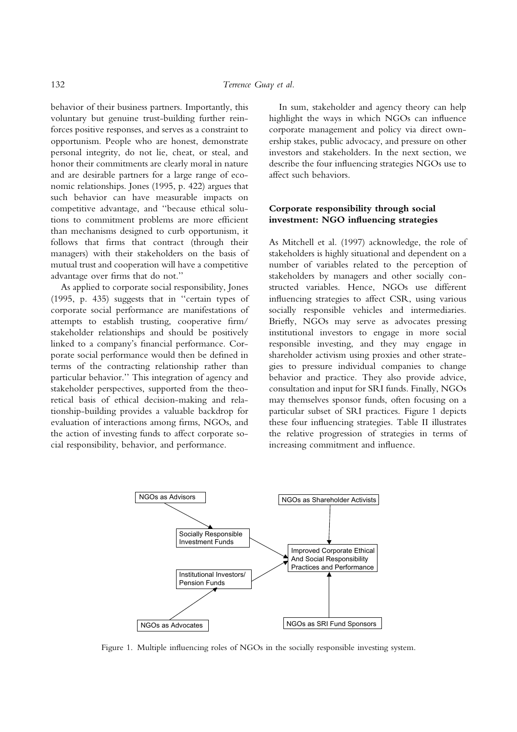behavior of their business partners. Importantly, this voluntary but genuine trust-building further reinforces positive responses, and serves as a constraint to opportunism. People who are honest, demonstrate personal integrity, do not lie, cheat, or steal, and honor their commitments are clearly moral in nature and are desirable partners for a large range of economic relationships. Jones (1995, p. 422) argues that such behavior can have measurable impacts on competitive advantage, and ''because ethical solutions to commitment problems are more efficient than mechanisms designed to curb opportunism, it follows that firms that contract (through their managers) with their stakeholders on the basis of mutual trust and cooperation will have a competitive advantage over firms that do not.''

As applied to corporate social responsibility, Jones (1995, p. 435) suggests that in ''certain types of corporate social performance are manifestations of attempts to establish trusting, cooperative firm/stakeholder relationships and should be positively linked to a company's financial performance. Corporate social performance would then be defined in terms of the contracting relationship rather than particular behavior.'' This integration of agency and stakeholder perspectives, supported from the theoretical basis of ethical decision-making and relationship-building provides a valuable backdrop for evaluation of interactions among firms, NGOs, and the action of investing funds to affect corporate social responsibility, behavior, and performance.

In sum, stakeholder and agency theory can help highlight the ways in which NGOs can influence corporate management and policy via direct ownership stakes, public advocacy, and pressure on other investors and stakeholders. In the next section, we describe the four influencing strategies NGOs use to affect such behaviors.

## Corporate responsibility through social investment: NGO influencing strategies

As Mitchell et al. (1997) acknowledge, the role of stakeholders is highly situational and dependent on a number of variables related to the perception of stakeholders by managers and other socially constructed variables. Hence, NGOs use different influencing strategies to affect CSR, using various socially responsible vehicles and intermediaries. Briefly, NGOs may serve as advocates pressing institutional investors to engage in more social responsible investing, and they may engage in shareholder activism using proxies and other strategies to pressure individual companies to change behavior and practice. They also provide advice, consultation and input for SRI funds. Finally, NGOs may themselves sponsor funds, often focusing on a particular subset of SRI practices. Figure 1 depicts these four influencing strategies. Table II illustrates the relative progression of strategies in terms of increasing commitment and influence.

NGOs as Advisors → Socially Responsible Investment Funds → Improved Corporate Ethical And Social Responsibility Practices and Performance

NGOs as Advocates → Institutional Investors/ Pension Funds → Improved Corporate Ethical And Social Responsibility Practices and Performance

NGOs as Shareholder Activists → Improved Corporate Ethical And Social Responsibility Practices and Performance

NGOs as SRI Fund Sponsors → Improved Corporate Ethical And Social Responsibility Practices and Performance

Figure 1. Multiple influencing roles of NGOs in the socially responsible investing system.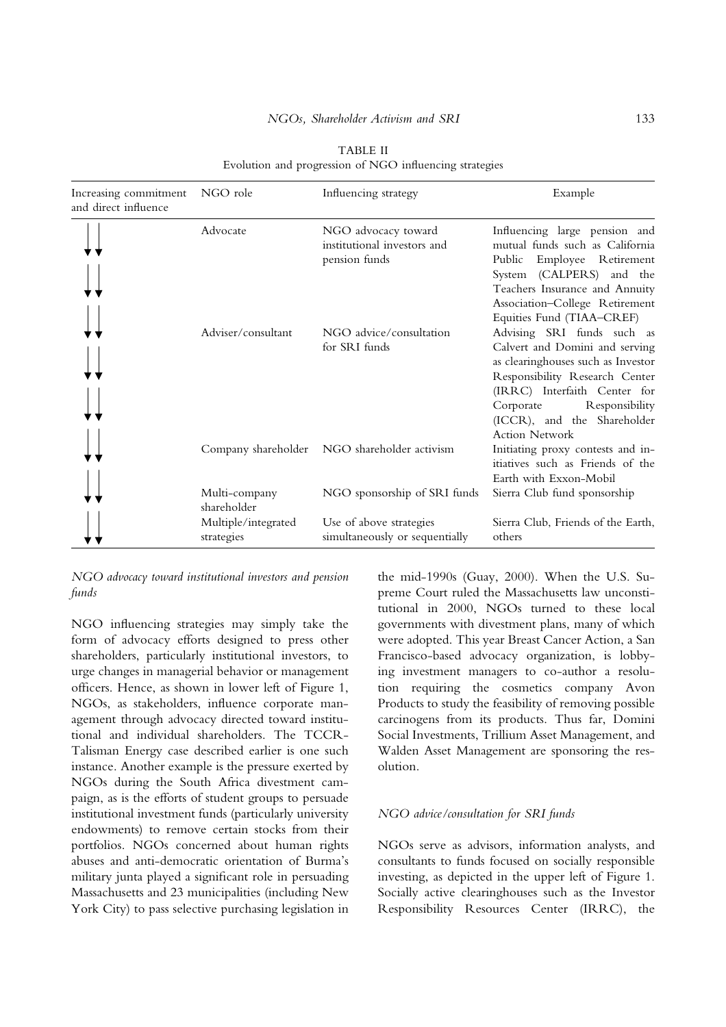TABLE II
Evolution and progression of NGO influencing strategies

| Increasing commitment and direct influence | NGO role | Influencing strategy | Example |
|---|---|---|---|
| ↓↓ | Advocate | NGO advocacy toward institutional investors and pension funds | Influencing large pension and mutual funds such as California Public Employee Retirement System (CALPERS) and the Teachers Insurance and Annuity Association–College Retirement Equities Fund (TIAA–CREF) |
| ↓↓ | Adviser/consultant | NGO advice/consultation for SRI funds | Advising SRI funds such as Calvert and Domini and serving as clearinghouses such as Investor Responsibility Research Center (IRRC) Interfaith Center for Corporate Responsibility (ICCR), and the Shareholder Action Network |
| ↓↓ | Company shareholder | NGO shareholder activism | Initiating proxy contests and initiatives such as Friends of the Earth with Exxon-Mobil |
| ↓↓ | Multi-company shareholder | NGO sponsorship of SRI funds | Sierra Club fund sponsorship |
| ↓↓ | Multiple/integrated strategies | Use of above strategies simultaneously or sequentially | Sierra Club, Friends of the Earth, others |

*NGO advocacy toward institutional investors and pension funds*

NGO influencing strategies may simply take the form of advocacy efforts designed to press other shareholders, particularly institutional investors, to urge changes in managerial behavior or management officers. Hence, as shown in lower left of Figure 1, NGOs, as stakeholders, influence corporate management through advocacy directed toward institutional and individual shareholders. The TCCR-Talisman Energy case described earlier is one such instance. Another example is the pressure exerted by NGOs during the South Africa divestment campaign, as is the efforts of student groups to persuade institutional investment funds (particularly university endowments) to remove certain stocks from their portfolios. NGOs concerned about human rights abuses and anti-democratic orientation of Burma's military junta played a significant role in persuading Massachusetts and 23 municipalities (including New York City) to pass selective purchasing legislation in the mid-1990s (Guay, 2000). When the U.S. Supreme Court ruled the Massachusetts law unconstitutional in 2000, NGOs turned to these local governments with divestment plans, many of which were adopted. This year Breast Cancer Action, a San Francisco-based advocacy organization, is lobbying investment managers to co-author a resolution requiring the cosmetics company Avon Products to study the feasibility of removing possible carcinogens from its products. Thus far, Domini Social Investments, Trillium Asset Management, and Walden Asset Management are sponsoring the resolution.

*NGO advice/consultation for SRI funds*

NGOs serve as advisors, information analysts, and consultants to funds focused on socially responsible investing, as depicted in the upper left of Figure 1. Socially active clearinghouses such as the Investor Responsibility Resources Center (IRRC), the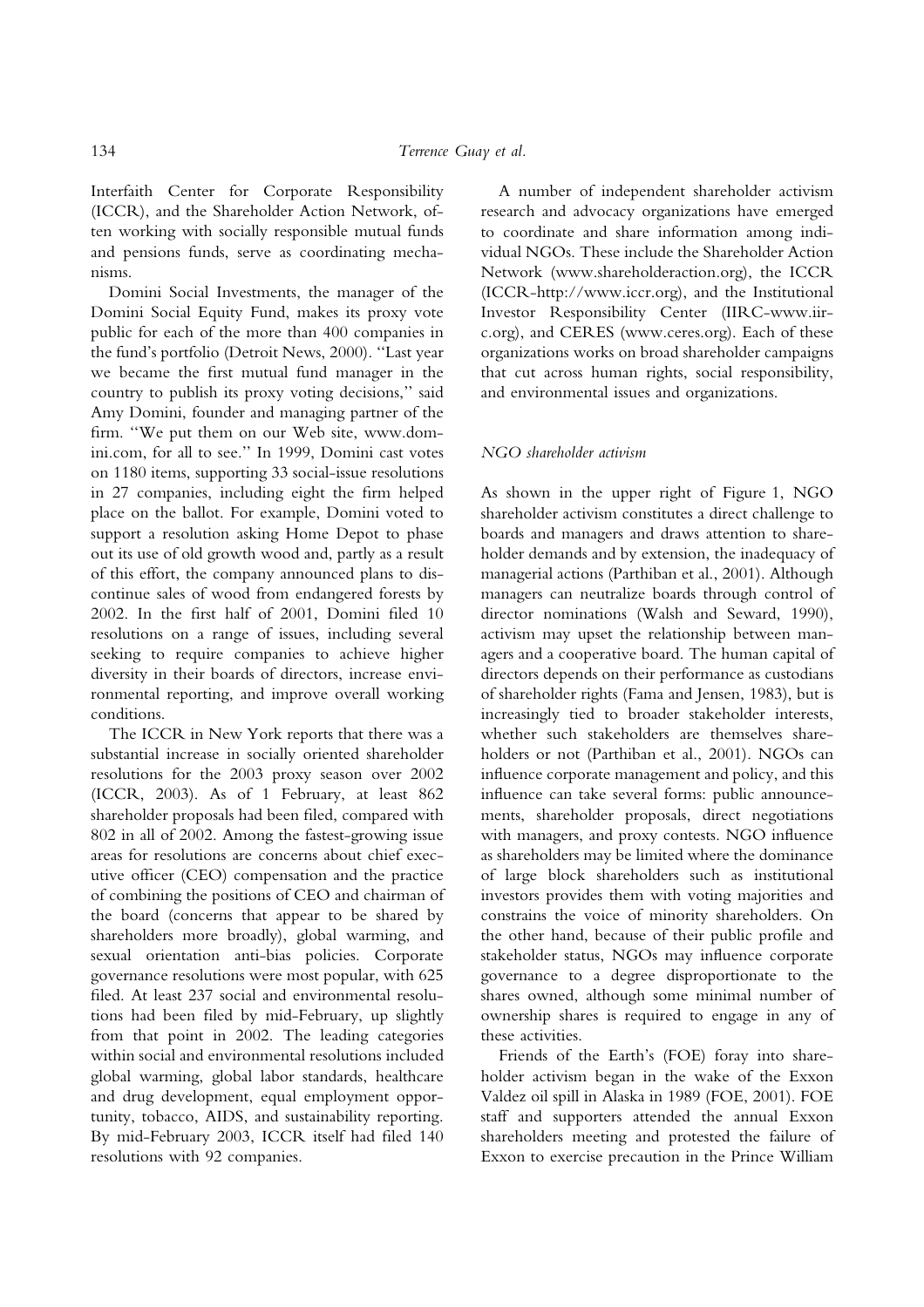Interfaith Center for Corporate Responsibility (ICCR), and the Shareholder Action Network, often working with socially responsible mutual funds and pensions funds, serve as coordinating mechanisms.

Domini Social Investments, the manager of the Domini Social Equity Fund, makes its proxy vote public for each of the more than 400 companies in the fund's portfolio (Detroit News, 2000). ''Last year we became the first mutual fund manager in the country to publish its proxy voting decisions,'' said Amy Domini, founder and managing partner of the firm. ''We put them on our Web site, www.domini.com, for all to see.'' In 1999, Domini cast votes on 1180 items, supporting 33 social-issue resolutions in 27 companies, including eight the firm helped place on the ballot. For example, Domini voted to support a resolution asking Home Depot to phase out its use of old growth wood and, partly as a result of this effort, the company announced plans to discontinue sales of wood from endangered forests by 2002. In the first half of 2001, Domini filed 10 resolutions on a range of issues, including several seeking to require companies to achieve higher diversity in their boards of directors, increase environmental reporting, and improve overall working conditions.

The ICCR in New York reports that there was a substantial increase in socially oriented shareholder resolutions for the 2003 proxy season over 2002 (ICCR, 2003). As of 1 February, at least 862 shareholder proposals had been filed, compared with 802 in all of 2002. Among the fastest-growing issue areas for resolutions are concerns about chief executive officer (CEO) compensation and the practice of combining the positions of CEO and chairman of the board (concerns that appear to be shared by shareholders more broadly), global warming, and sexual orientation anti-bias policies. Corporate governance resolutions were most popular, with 625 filed. At least 237 social and environmental resolutions had been filed by mid-February, up slightly from that point in 2002. The leading categories within social and environmental resolutions included global warming, global labor standards, healthcare and drug development, equal employment opportunity, tobacco, AIDS, and sustainability reporting. By mid-February 2003, ICCR itself had filed 140 resolutions with 92 companies.

A number of independent shareholder activism research and advocacy organizations have emerged to coordinate and share information among individual NGOs. These include the Shareholder Action Network (www.shareholderaction.org), the ICCR (ICCR-http://www.iccr.org), and the Institutional Investor Responsibility Center (IIRC-www.iirc.org), and CERES (www.ceres.org). Each of these organizations works on broad shareholder campaigns that cut across human rights, social responsibility, and environmental issues and organizations.

### *NGO shareholder activism*

As shown in the upper right of Figure 1, NGO shareholder activism constitutes a direct challenge to boards and managers and draws attention to shareholder demands and by extension, the inadequacy of managerial actions (Parthiban et al., 2001). Although managers can neutralize boards through control of director nominations (Walsh and Seward, 1990), activism may upset the relationship between managers and a cooperative board. The human capital of directors depends on their performance as custodians of shareholder rights (Fama and Jensen, 1983), but is increasingly tied to broader stakeholder interests, whether such stakeholders are themselves shareholders or not (Parthiban et al., 2001). NGOs can influence corporate management and policy, and this influence can take several forms: public announcements, shareholder proposals, direct negotiations with managers, and proxy contests. NGO influence as shareholders may be limited where the dominance of large block shareholders such as institutional investors provides them with voting majorities and constrains the voice of minority shareholders. On the other hand, because of their public profile and stakeholder status, NGOs may influence corporate governance to a degree disproportionate to the shares owned, although some minimal number of ownership shares is required to engage in any of these activities.

Friends of the Earth's (FOE) foray into shareholder activism began in the wake of the Exxon Valdez oil spill in Alaska in 1989 (FOE, 2001). FOE staff and supporters attended the annual Exxon shareholders meeting and protested the failure of Exxon to exercise precaution in the Prince William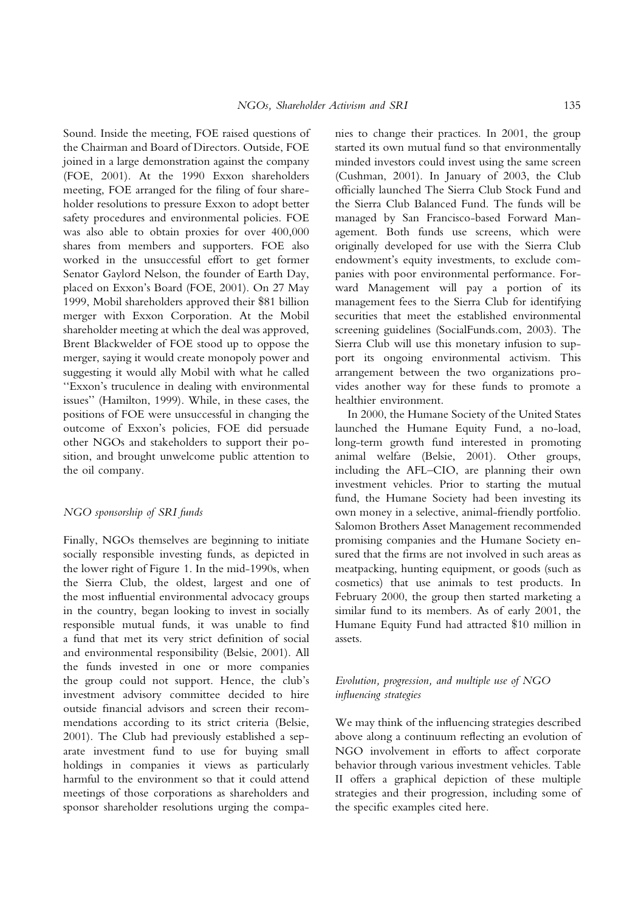Sound. Inside the meeting, FOE raised questions of the Chairman and Board of Directors. Outside, FOE joined in a large demonstration against the company (FOE, 2001). At the 1990 Exxon shareholders meeting, FOE arranged for the filing of four shareholder resolutions to pressure Exxon to adopt better safety procedures and environmental policies. FOE was also able to obtain proxies for over 400,000 shares from members and supporters. FOE also worked in the unsuccessful effort to get former Senator Gaylord Nelson, the founder of Earth Day, placed on Exxon's Board (FOE, 2001). On 27 May 1999, Mobil shareholders approved their $81 billion merger with Exxon Corporation. At the Mobil shareholder meeting at which the deal was approved, Brent Blackwelder of FOE stood up to oppose the merger, saying it would create monopoly power and suggesting it would ally Mobil with what he called ''Exxon's truculence in dealing with environmental issues'' (Hamilton, 1999). While, in these cases, the positions of FOE were unsuccessful in changing the outcome of Exxon's policies, FOE did persuade other NGOs and stakeholders to support their position, and brought unwelcome public attention to the oil company.

### *NGO sponsorship of SRI funds*

Finally, NGOs themselves are beginning to initiate socially responsible investing funds, as depicted in the lower right of Figure 1. In the mid-1990s, when the Sierra Club, the oldest, largest and one of the most influential environmental advocacy groups in the country, began looking to invest in socially responsible mutual funds, it was unable to find a fund that met its very strict definition of social and environmental responsibility (Belsie, 2001). All the funds invested in one or more companies the group could not support. Hence, the club's investment advisory committee decided to hire outside financial advisors and screen their recommendations according to its strict criteria (Belsie, 2001). The Club had previously established a separate investment fund to use for buying small holdings in companies it views as particularly harmful to the environment so that it could attend meetings of those corporations as shareholders and sponsor shareholder resolutions urging the companies to change their practices. In 2001, the group started its own mutual fund so that environmentally minded investors could invest using the same screen (Cushman, 2001). In January of 2003, the Club officially launched The Sierra Club Stock Fund and the Sierra Club Balanced Fund. The funds will be managed by San Francisco-based Forward Management. Both funds use screens, which were originally developed for use with the Sierra Club endowment's equity investments, to exclude companies with poor environmental performance. Forward Management will pay a portion of its management fees to the Sierra Club for identifying securities that meet the established environmental screening guidelines (SocialFunds.com, 2003). The Sierra Club will use this monetary infusion to support its ongoing environmental activism. This arrangement between the two organizations provides another way for these funds to promote a healthier environment.

In 2000, the Humane Society of the United States launched the Humane Equity Fund, a no-load, long-term growth fund interested in promoting animal welfare (Belsie, 2001). Other groups, including the AFL–CIO, are planning their own investment vehicles. Prior to starting the mutual fund, the Humane Society had been investing its own money in a selective, animal-friendly portfolio. Salomon Brothers Asset Management recommended promising companies and the Humane Society ensured that the firms are not involved in such areas as meatpacking, hunting equipment, or goods (such as cosmetics) that use animals to test products. In February 2000, the group then started marketing a similar fund to its members. As of early 2001, the Humane Equity Fund had attracted $10 million in assets.

### *Evolution, progression, and multiple use of NGO influencing strategies*

We may think of the influencing strategies described above along a continuum reflecting an evolution of NGO involvement in efforts to affect corporate behavior through various investment vehicles. Table II offers a graphical depiction of these multiple strategies and their progression, including some of the specific examples cited here.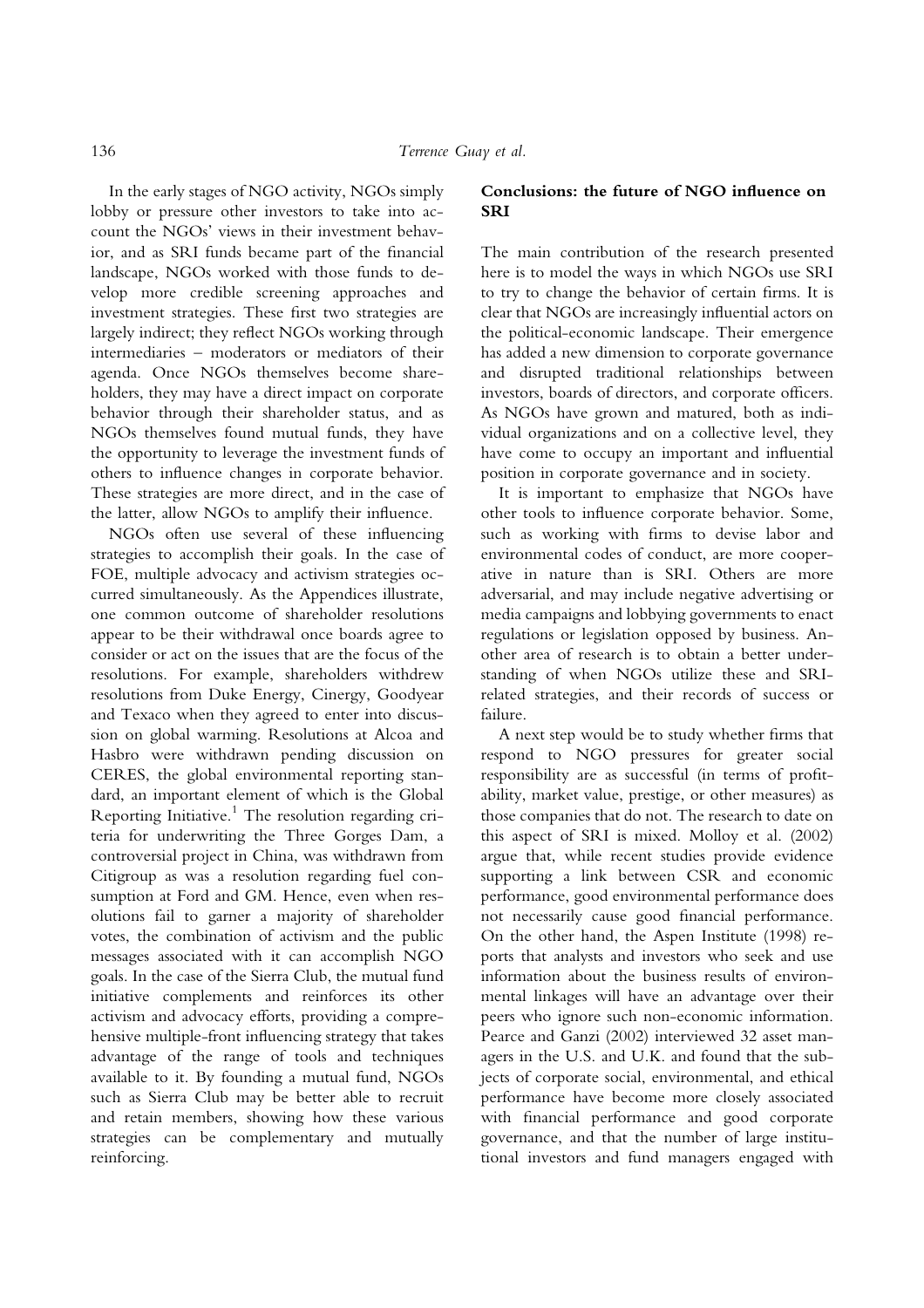In the early stages of NGO activity, NGOs simply lobby or pressure other investors to take into account the NGOs' views in their investment behavior, and as SRI funds became part of the financial landscape, NGOs worked with those funds to develop more credible screening approaches and investment strategies. These first two strategies are largely indirect; they reflect NGOs working through intermediaries – moderators or mediators of their agenda. Once NGOs themselves become shareholders, they may have a direct impact on corporate behavior through their shareholder status, and as NGOs themselves found mutual funds, they have the opportunity to leverage the investment funds of others to influence changes in corporate behavior. These strategies are more direct, and in the case of the latter, allow NGOs to amplify their influence.

NGOs often use several of these influencing strategies to accomplish their goals. In the case of FOE, multiple advocacy and activism strategies occurred simultaneously. As the Appendices illustrate, one common outcome of shareholder resolutions appear to be their withdrawal once boards agree to consider or act on the issues that are the focus of the resolutions. For example, shareholders withdrew resolutions from Duke Energy, Cinergy, Goodyear and Texaco when they agreed to enter into discussion on global warming. Resolutions at Alcoa and Hasbro were withdrawn pending discussion on CERES, the global environmental reporting standard, an important element of which is the Global Reporting Initiative.[1] The resolution regarding criteria for underwriting the Three Gorges Dam, a controversial project in China, was withdrawn from Citigroup as was a resolution regarding fuel consumption at Ford and GM. Hence, even when resolutions fail to garner a majority of shareholder votes, the combination of activism and the public messages associated with it can accomplish NGO goals. In the case of the Sierra Club, the mutual fund initiative complements and reinforces its other activism and advocacy efforts, providing a comprehensive multiple-front influencing strategy that takes advantage of the range of tools and techniques available to it. By founding a mutual fund, NGOs such as Sierra Club may be better able to recruit and retain members, showing how these various strategies can be complementary and mutually reinforcing.

## Conclusions: the future of NGO influence on SRI

The main contribution of the research presented here is to model the ways in which NGOs use SRI to try to change the behavior of certain firms. It is clear that NGOs are increasingly influential actors on the political-economic landscape. Their emergence has added a new dimension to corporate governance and disrupted traditional relationships between investors, boards of directors, and corporate officers. As NGOs have grown and matured, both as individual organizations and on a collective level, they have come to occupy an important and influential position in corporate governance and in society.

It is important to emphasize that NGOs have other tools to influence corporate behavior. Some, such as working with firms to devise labor and environmental codes of conduct, are more cooperative in nature than is SRI. Others are more adversarial, and may include negative advertising or media campaigns and lobbying governments to enact regulations or legislation opposed by business. Another area of research is to obtain a better understanding of when NGOs utilize these and SRI-related strategies, and their records of success or failure.

A next step would be to study whether firms that respond to NGO pressures for greater social responsibility are as successful (in terms of profitability, market value, prestige, or other measures) as those companies that do not. The research to date on this aspect of SRI is mixed. Molloy et al. (2002) argue that, while recent studies provide evidence supporting a link between CSR and economic performance, good environmental performance does not necessarily cause good financial performance. On the other hand, the Aspen Institute (1998) reports that analysts and investors who seek and use information about the business results of environmental linkages will have an advantage over their peers who ignore such non-economic information. Pearce and Ganzi (2002) interviewed 32 asset managers in the U.S. and U.K. and found that the subjects of corporate social, environmental, and ethical performance have become more closely associated with financial performance and good corporate governance, and that the number of large institutional investors and fund managers engaged with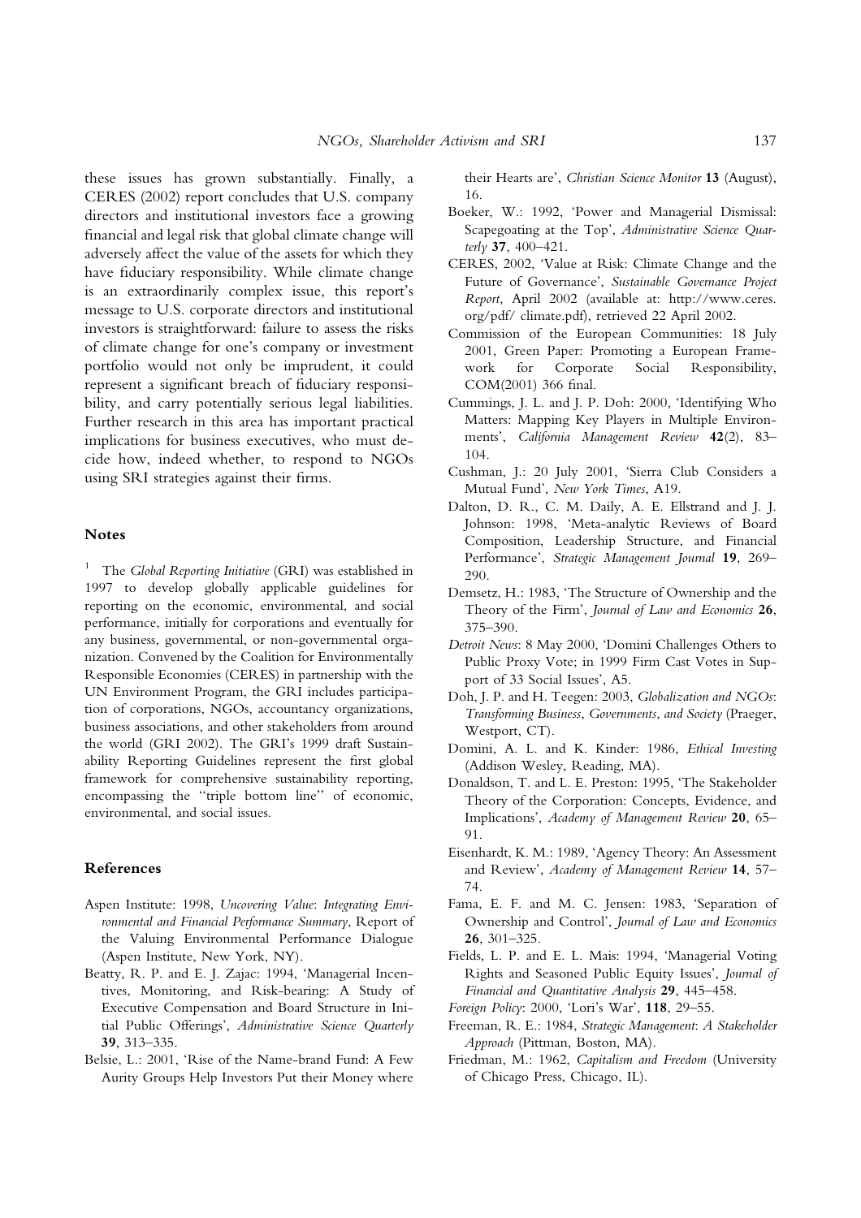these issues has grown substantially. Finally, a CERES (2002) report concludes that U.S. company directors and institutional investors face a growing financial and legal risk that global climate change will adversely affect the value of the assets for which they have fiduciary responsibility. While climate change is an extraordinarily complex issue, this report's message to U.S. corporate directors and institutional investors is straightforward: failure to assess the risks of climate change for one's company or investment portfolio would not only be imprudent, it could represent a significant breach of fiduciary responsibility, and carry potentially serious legal liabilities. Further research in this area has important practical implications for business executives, who must decide how, indeed whether, to respond to NGOs using SRI strategies against their firms.

## Notes

[1] The *Global Reporting Initiative* (GRI) was established in 1997 to develop globally applicable guidelines for reporting on the economic, environmental, and social performance, initially for corporations and eventually for any business, governmental, or non-governmental organization. Convened by the Coalition for Environmentally Responsible Economies (CERES) in partnership with the UN Environment Program, the GRI includes participation of corporations, NGOs, accountancy organizations, business associations, and other stakeholders from around the world (GRI 2002). The GRI's 1999 draft Sustainability Reporting Guidelines represent the first global framework for comprehensive sustainability reporting, encompassing the "triple bottom line" of economic, environmental, and social issues.

## References

Aspen Institute: 1998, *Uncovering Value: Integrating Environmental and Financial Performance Summary*, Report of the Valuing Environmental Performance Dialogue (Aspen Institute, New York, NY).

Beatty, R. P. and E. J. Zajac: 1994, 'Managerial Incentives, Monitoring, and Risk-bearing: A Study of Executive Compensation and Board Structure in Initial Public Offerings', *Administrative Science Quarterly* **39**, 313–335.

Belsie, L.: 2001, 'Rise of the Name-brand Fund: A Few Aurity Groups Help Investors Put their Money where their Hearts are', *Christian Science Monitor* **13** (August), 16.

Boeker, W.: 1992, 'Power and Managerial Dismissal: Scapegoating at the Top', *Administrative Science Quarterly* **37**, 400–421.

CERES, 2002, 'Value at Risk: Climate Change and the Future of Governance', *Sustainable Governance Project Report*, April 2002 (available at: http://www.ceres.org/pdf/ climate.pdf), retrieved 22 April 2002.

Commission of the European Communities: 18 July 2001, Green Paper: Promoting a European Framework for Corporate Social Responsibility, COM(2001) 366 final.

Cummings, J. L. and J. P. Doh: 2000, 'Identifying Who Matters: Mapping Key Players in Multiple Environments', *California Management Review* **42**(2), 83–104.

Cushman, J.: 20 July 2001, 'Sierra Club Considers a Mutual Fund', *New York Times*, A19.

Dalton, D. R., C. M. Daily, A. E. Ellstrand and J. J. Johnson: 1998, 'Meta-analytic Reviews of Board Composition, Leadership Structure, and Financial Performance', *Strategic Management Journal* **19**, 269–290.

Demsetz, H.: 1983, 'The Structure of Ownership and the Theory of the Firm', *Journal of Law and Economics* **26**, 375–390.

*Detroit News*: 8 May 2000, 'Domini Challenges Others to Public Proxy Vote; in 1999 Firm Cast Votes in Support of 33 Social Issues', A5.

Doh, J. P. and H. Teegen: 2003, *Globalization and NGOs: Transforming Business, Governments, and Society* (Praeger, Westport, CT).

Domini, A. L. and K. Kinder: 1986, *Ethical Investing* (Addison Wesley, Reading, MA).

Donaldson, T. and L. E. Preston: 1995, 'The Stakeholder Theory of the Corporation: Concepts, Evidence, and Implications', *Academy of Management Review* **20**, 65–91.

Eisenhardt, K. M.: 1989, 'Agency Theory: An Assessment and Review', *Academy of Management Review* **14**, 57–74.

Fama, E. F. and M. C. Jensen: 1983, 'Separation of Ownership and Control', *Journal of Law and Economics* **26**, 301–325.

Fields, L. P. and E. L. Mais: 1994, 'Managerial Voting Rights and Seasoned Public Equity Issues', *Journal of Financial and Quantitative Analysis* **29**, 445–458.

*Foreign Policy*: 2000, 'Lori's War', **118**, 29–55.

Freeman, R. E.: 1984, *Strategic Management: A Stakeholder Approach* (Pittman, Boston, MA).

Friedman, M.: 1962, *Capitalism and Freedom* (University of Chicago Press, Chicago, IL).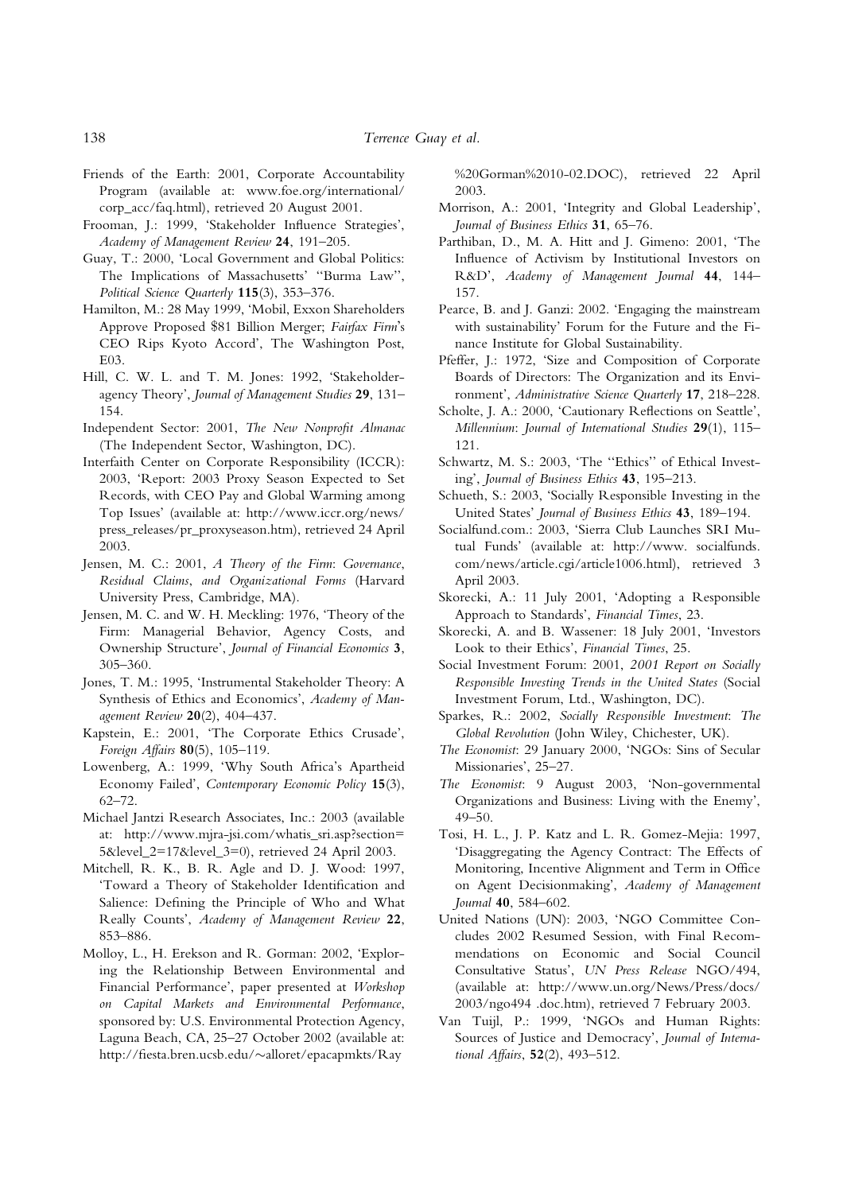Friends of the Earth: 2001, Corporate Accountability Program (available at: www.foe.org/international/corp_acc/faq.html), retrieved 20 August 2001.

Frooman, J.: 1999, 'Stakeholder Influence Strategies', *Academy of Management Review* **24**, 191–205.

Guay, T.: 2000, 'Local Government and Global Politics: The Implications of Massachusetts' ''Burma Law'', *Political Science Quarterly* **115**(3), 353–376.

Hamilton, M.: 28 May 1999, 'Mobil, Exxon Shareholders Approve Proposed $81 Billion Merger; *Fairfax Firm*'s CEO Rips Kyoto Accord', The Washington Post, E03.

Hill, C. W. L. and T. M. Jones: 1992, 'Stakeholder-agency Theory', *Journal of Management Studies* **29**, 131–154.

Independent Sector: 2001, *The New Nonprofit Almanac* (The Independent Sector, Washington, DC).

Interfaith Center on Corporate Responsibility (ICCR): 2003, 'Report: 2003 Proxy Season Expected to Set Records, with CEO Pay and Global Warming among Top Issues' (available at: http://www.iccr.org/news/press_releases/pr_proxyseason.htm), retrieved 24 April 2003.

Jensen, M. C.: 2001, *A Theory of the Firm: Governance, Residual Claims, and Organizational Forms* (Harvard University Press, Cambridge, MA).

Jensen, M. C. and W. H. Meckling: 1976, 'Theory of the Firm: Managerial Behavior, Agency Costs, and Ownership Structure', *Journal of Financial Economics* **3**, 305–360.

Jones, T. M.: 1995, 'Instrumental Stakeholder Theory: A Synthesis of Ethics and Economics', *Academy of Management Review* **20**(2), 404–437.

Kapstein, E.: 2001, 'The Corporate Ethics Crusade', *Foreign Affairs* **80**(5), 105–119.

Lowenberg, A.: 1999, 'Why South Africa's Apartheid Economy Failed', *Contemporary Economic Policy* **15**(3), 62–72.

Michael Jantzi Research Associates, Inc.: 2003 (available at: http://www.mjra-jsi.com/whatis_sri.asp?section=5&level_2=17&level_3=0), retrieved 24 April 2003.

Mitchell, R. K., B. R. Agle and D. J. Wood: 1997, 'Toward a Theory of Stakeholder Identification and Salience: Defining the Principle of Who and What Really Counts', *Academy of Management Review* **22**, 853–886.

Molloy, L., H. Erekson and R. Gorman: 2002, 'Exploring the Relationship Between Environmental and Financial Performance', paper presented at *Workshop on Capital Markets and Environmental Performance*, sponsored by: U.S. Environmental Protection Agency, Laguna Beach, CA, 25–27 October 2002 (available at: http://fiesta.bren.ucsb.edu/~alloret/epacapmkts/Ray%20Gorman%2010-02.DOC), retrieved 22 April 2003.

Morrison, A.: 2001, 'Integrity and Global Leadership', *Journal of Business Ethics* **31**, 65–76.

Parthiban, D., M. A. Hitt and J. Gimeno: 2001, 'The Influence of Activism by Institutional Investors on R&D', *Academy of Management Journal* **44**, 144–157.

Pearce, B. and J. Ganzi: 2002. 'Engaging the mainstream with sustainability' Forum for the Future and the Finance Institute for Global Sustainability.

Pfeffer, J.: 1972, 'Size and Composition of Corporate Boards of Directors: The Organization and its Environment', *Administrative Science Quarterly* **17**, 218–228.

Scholte, J. A.: 2000, 'Cautionary Reflections on Seattle', *Millennium: Journal of International Studies* **29**(1), 115–121.

Schwartz, M. S.: 2003, 'The ''Ethics'' of Ethical Investing', *Journal of Business Ethics* **43**, 195–213.

Schueth, S.: 2003, 'Socially Responsible Investing in the United States' *Journal of Business Ethics* **43**, 189–194.

Socialfund.com.: 2003, 'Sierra Club Launches SRI Mutual Funds' (available at: http://www. socialfunds.com/news/article.cgi/article1006.html), retrieved 3 April 2003.

Skorecki, A.: 11 July 2001, 'Adopting a Responsible Approach to Standards', *Financial Times*, 23.

Skorecki, A. and B. Wassener: 18 July 2001, 'Investors Look to their Ethics', *Financial Times*, 25.

Social Investment Forum: 2001, *2001 Report on Socially Responsible Investing Trends in the United States* (Social Investment Forum, Ltd., Washington, DC).

Sparkes, R.: 2002, *Socially Responsible Investment: The Global Revolution* (John Wiley, Chichester, UK).

*The Economist*: 29 January 2000, 'NGOs: Sins of Secular Missionaries', 25–27.

*The Economist*: 9 August 2003, 'Non-governmental Organizations and Business: Living with the Enemy', 49–50.

Tosi, H. L., J. P. Katz and L. R. Gomez-Mejia: 1997, 'Disaggregating the Agency Contract: The Effects of Monitoring, Incentive Alignment and Term in Office on Agent Decisionmaking', *Academy of Management Journal* **40**, 584–602.

United Nations (UN): 2003, 'NGO Committee Concludes 2002 Resumed Session, with Final Recommendations on Economic and Social Council Consultative Status', *UN Press Release* NGO/494, (available at: http://www.un.org/News/Press/docs/2003/ngo494 .doc.htm), retrieved 7 February 2003.

Van Tuijl, P.: 1999, 'NGOs and Human Rights: Sources of Justice and Democracy', *Journal of International Affairs*, **52**(2), 493–512.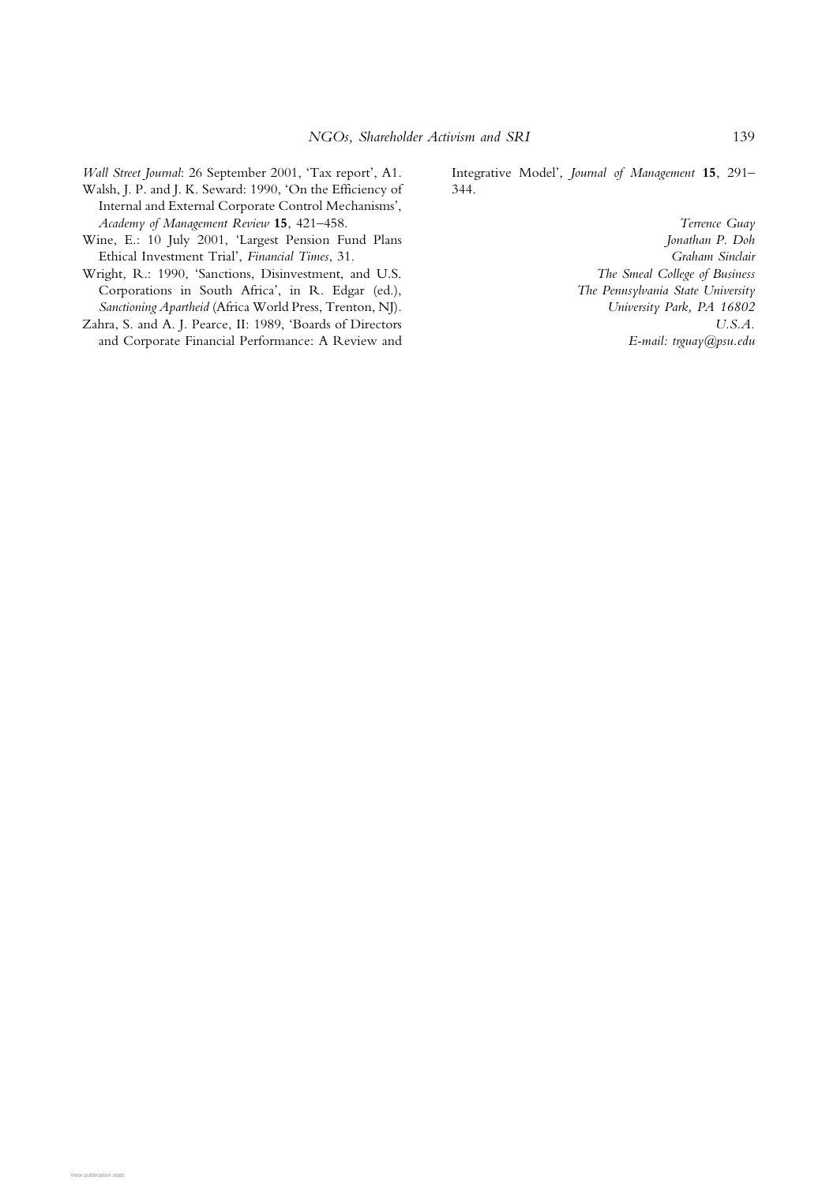*Wall Street Journal*: 26 September 2001, 'Tax report', A1.

Walsh, J. P. and J. K. Seward: 1990, 'On the Efficiency of Internal and External Corporate Control Mechanisms', *Academy of Management Review* **15**, 421–458.

Wine, E.: 10 July 2001, 'Largest Pension Fund Plans Ethical Investment Trial', *Financial Times*, 31.

Wright, R.: 1990, 'Sanctions, Disinvestment, and U.S. Corporations in South Africa', in R. Edgar (ed.), *Sanctioning Apartheid* (Africa World Press, Trenton, NJ).

Zahra, S. and A. J. Pearce, II: 1989, 'Boards of Directors and Corporate Financial Performance: A Review and Integrative Model', *Journal of Management* **15**, 291–344.

*Terrence Guay*
*Jonathan P. Doh*
*Graham Sinclair*
*The Smeal College of Business*
*The Pennsylvania State University*
*University Park, PA 16802*
*U.S.A.*
*E-mail: trguay@psu.edu*